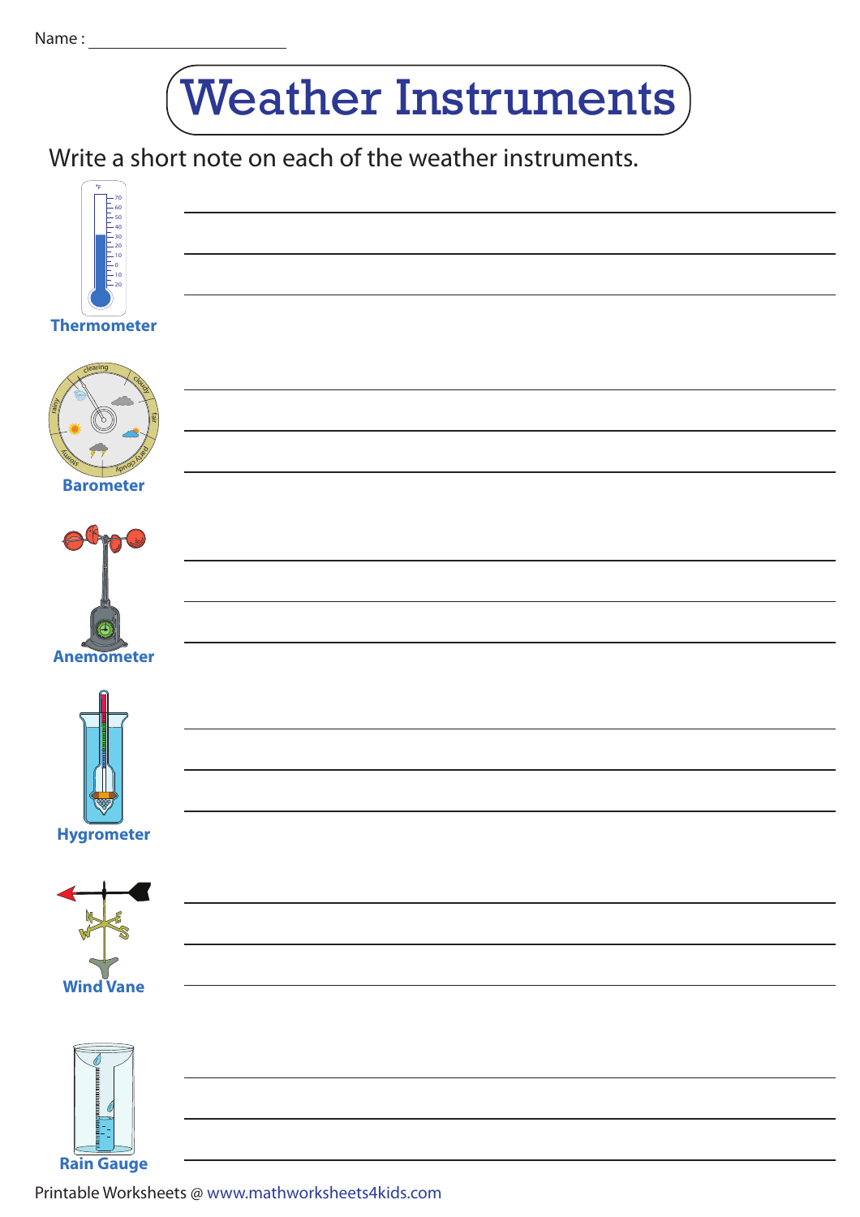Name : ____________________

# Weather Instruments

Write a short note on each of the weather instruments.

**Thermometer**

______________________________________________

______________________________________________

______________________________________________

**Barometer**

______________________________________________

______________________________________________

______________________________________________

**Anemometer**

______________________________________________

______________________________________________

______________________________________________

**Hygrometer**

______________________________________________

______________________________________________

______________________________________________

**Wind Vane**

______________________________________________

______________________________________________

______________________________________________

**Rain Gauge**

______________________________________________

______________________________________________

______________________________________________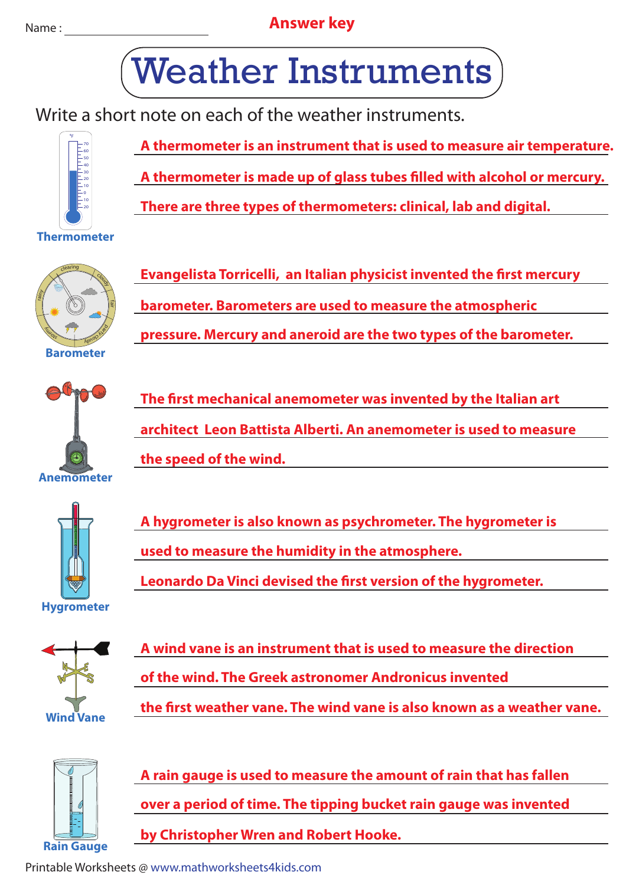Name : ____________________

**Answer key**

# Weather Instruments

Write a short note on each of the weather instruments.

**Thermometer**

A thermometer is an instrument that is used to measure air temperature.

A thermometer is made up of glass tubes filled with alcohol or mercury.

There are three types of thermometers: clinical, lab and digital.

**Barometer**

Evangelista Torricelli, an Italian physicist invented the first mercury barometer. Barometers are used to measure the atmospheric pressure. Mercury and aneroid are the two types of the barometer.

**Anemometer**

The first mechanical anemometer was invented by the Italian art architect Leon Battista Alberti. An anemometer is used to measure the speed of the wind.

**Hygrometer**

A hygrometer is also known as psychrometer. The hygrometer is used to measure the humidity in the atmosphere.

Leonardo Da Vinci devised the first version of the hygrometer.

**Wind Vane**

A wind vane is an instrument that is used to measure the direction of the wind. The Greek astronomer Andronicus invented the first weather vane. The wind vane is also known as a weather vane.

**Rain Gauge**

A rain gauge is used to measure the amount of rain that has fallen over a period of time. The tipping bucket rain gauge was invented by Christopher Wren and Robert Hooke.

Printable Worksheets @ www.mathworksheets4kids.com